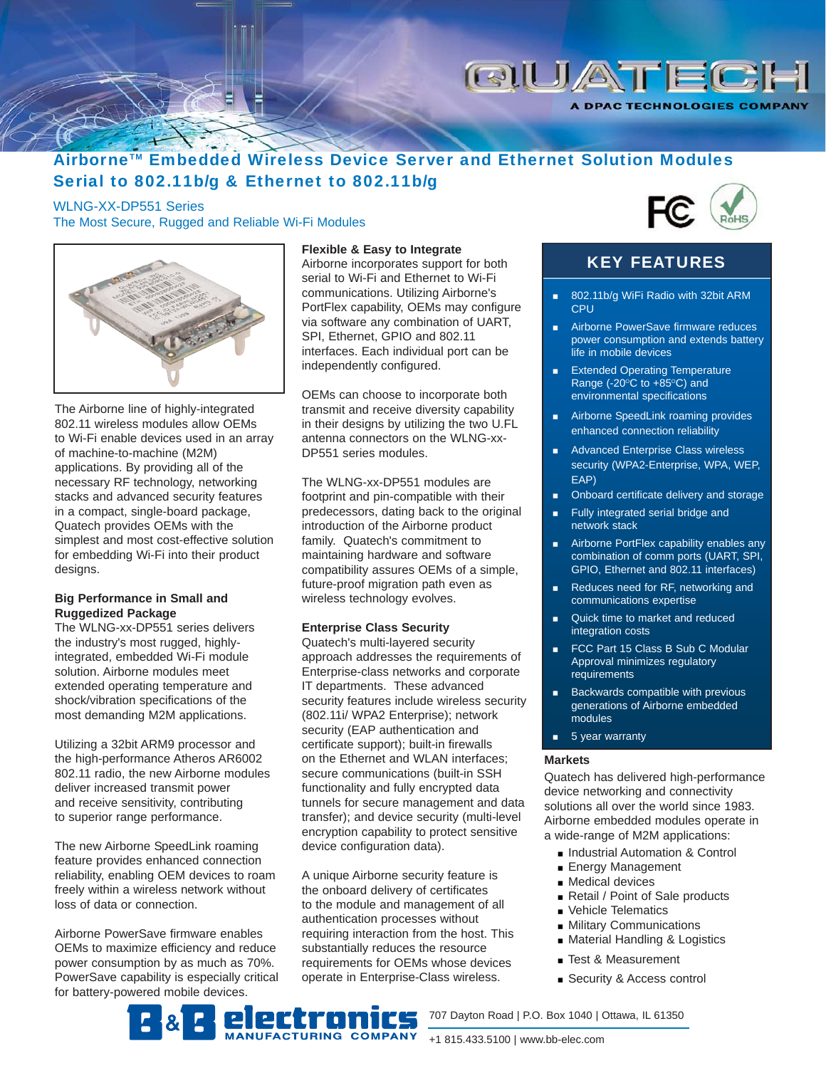# Airborne™ Embedded Wireless Device Server and Ethernet Solution Modules

## Serial to 802.11b/g & Ethernet to 802.11b/g

WLNG-XX-DP551 Series

The Most Secure, Rugged and Reliable Wi-Fi Modules

The Airborne line of highly-integrated 802.11 wireless modules allow OEMs to Wi-Fi enable devices used in an array of machine-to-machine (M2M) applications. By providing all of the necessary RF technology, networking stacks and advanced security features in a compact, single-board package, Quatech provides OEMs with the simplest and most cost-effective solution for embedding Wi-Fi into their product designs.

**Big Performance in Small and Ruggedized Package**

The WLNG-xx-DP551 series delivers the industry's most rugged, highly-integrated, embedded Wi-Fi module solution. Airborne modules meet extended operating temperature and shock/vibration specifications of the most demanding M2M applications.

Utilizing a 32bit ARM9 processor and the high-performance Atheros AR6002 802.11 radio, the new Airborne modules deliver increased transmit power and receive sensitivity, contributing to superior range performance.

The new Airborne SpeedLink roaming feature provides enhanced connection reliability, enabling OEM devices to roam freely within a wireless network without loss of data or connection.

Airborne PowerSave firmware enables OEMs to maximize efficiency and reduce power consumption by as much as 70%. PowerSave capability is especially critical for battery-powered mobile devices.

**Flexible & Easy to Integrate**

Airborne incorporates support for both serial to Wi-Fi and Ethernet to Wi-Fi communications. Utilizing Airborne's PortFlex capability, OEMs may configure via software any combination of UART, SPI, Ethernet, GPIO and 802.11 interfaces. Each individual port can be independently configured.

OEMs can choose to incorporate both transmit and receive diversity capability in their designs by utilizing the two U.FL antenna connectors on the WLNG-xx-DP551 series modules.

The WLNG-xx-DP551 modules are footprint and pin-compatible with their predecessors, dating back to the original introduction of the Airborne product family. Quatech's commitment to maintaining hardware and software compatibility assures OEMs of a simple, future-proof migration path even as wireless technology evolves.

**Enterprise Class Security**

Quatech's multi-layered security approach addresses the requirements of Enterprise-class networks and corporate IT departments. These advanced security features include wireless security (802.11i/ WPA2 Enterprise); network security (EAP authentication and certificate support); built-in firewalls on the Ethernet and WLAN interfaces; secure communications (built-in SSH functionality and fully encrypted data tunnels for secure management and data transfer); and device security (multi-level encryption capability to protect sensitive device configuration data).

A unique Airborne security feature is the onboard delivery of certificates to the module and management of all authentication processes without requiring interaction from the host. This substantially reduces the resource requirements for OEMs whose devices operate in Enterprise-Class wireless.

## KEY FEATURES

- 802.11b/g WiFi Radio with 32bit ARM CPU
- Airborne PowerSave firmware reduces power consumption and extends battery life in mobile devices
- Extended Operating Temperature Range (-20°C to +85°C) and environmental specifications
- Airborne SpeedLink roaming provides enhanced connection reliability
- Advanced Enterprise Class wireless security (WPA2-Enterprise, WPA, WEP, EAP)
- Onboard certificate delivery and storage
- Fully integrated serial bridge and network stack
- Airborne PortFlex capability enables any combination of comm ports (UART, SPI, GPIO, Ethernet and 802.11 interfaces)
- Reduces need for RF, networking and communications expertise
- Quick time to market and reduced integration costs
- FCC Part 15 Class B Sub C Modular Approval minimizes regulatory requirements
- Backwards compatible with previous generations of Airborne embedded modules
- 5 year warranty

**Markets**

Quatech has delivered high-performance device networking and connectivity solutions all over the world since 1983. Airborne embedded modules operate in a wide-range of M2M applications:

- Industrial Automation & Control
- Energy Management
- Medical devices
- Retail / Point of Sale products
- Vehicle Telematics
- Military Communications
- Material Handling & Logistics
- Test & Measurement
- Security & Access control

B&B electronics MANUFACTURING COMPANY | 707 Dayton Road | P.O. Box 1040 | Ottawa, IL 61350 | +1 815.433.5100 | www.bb-elec.com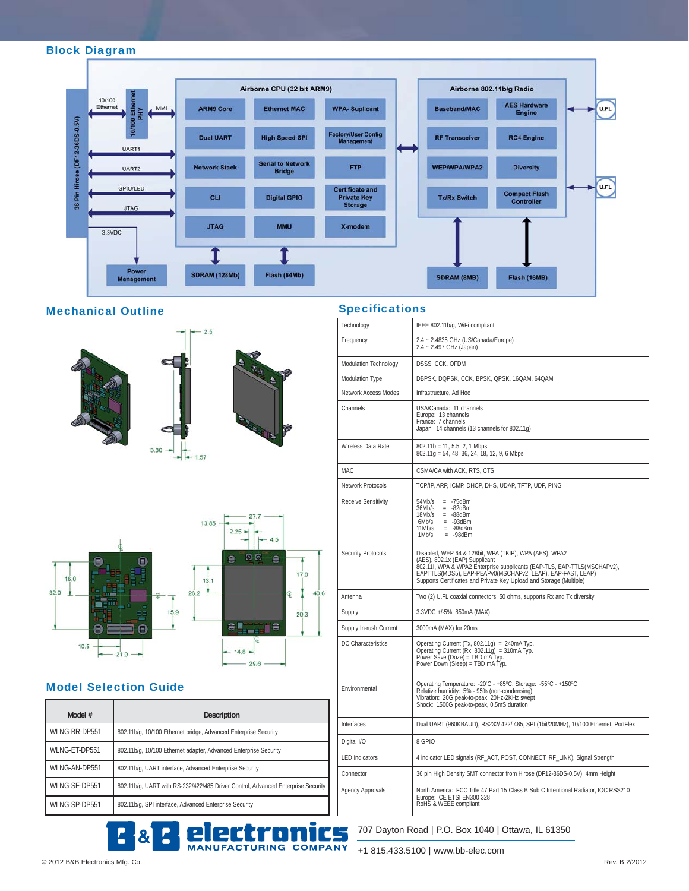## Block Diagram

36 Pin Hirose (DF12-36DS-0.5V)

10/100 Ethernet

10/100 Ethernet PHY

MMI

UART1

UART2

GPIO/LED

JTAG

3.3VDC

Power Management

Airborne CPU (32 bit ARM9)

ARM9 Core

Ethernet MAC

WPA- Suplicant

Dual UART

High Speed SPI

Factory/User Config Management

Network Stack

Serial to Network Bridge

FTP

CLI

Digital GPIO

Certificate and Private Key Storage

JTAG

MMU

X-modem

SDRAM (128Mb)

Flash (64Mb)

Airborne 802.11b/g Radio

Baseband/MAC

AES Hardware Engine

RF Transceiver

RC4 Engine

WEP/WPA/WPA2

Diversity

Tx/Rx Switch

Compact Flash Controller

SDRAM (8MB)

Flash (16MB)

U.FL

U.FL

## Mechanical Outline

2.5

3.80

1.57

27.7

13.85

2.25

4.5

16.0

32.0

15.9

10.5

21.0

13.1

26.2

17.0

40.6

20.3

14.8

29.6

## Model Selection Guide

| Model # | Description |
|---|---|
| WLNG-BR-DP551 | 802.11b/g, 10/100 Ethernet bridge, Advanced Enterprise Security |
| WLNG-ET-DP551 | 802.11b/g, 10/100 Ethernet adapter, Advanced Enterprise Security |
| WLNG-AN-DP551 | 802.11b/g, UART interface, Advanced Enterprise Security |
| WLNG-SE-DP551 | 802.11b/g, UART with RS-232/422/485 Driver Control, Advanced Enterprise Security |
| WLNG-SP-DP551 | 802.11b/g, SPI interface, Advanced Enterprise Security |

## Specifications

| | |
|---|---|
| Technology | IEEE 802.11b/g, WiFi compliant |
| Frequency | 2.4 ~ 2.4835 GHz (US/Canada/Europe)<br>2.4 ~ 2.497 GHz (Japan) |
| Modulation Technology | DSSS, CCK, OFDM |
| Modulation Type | DBPSK, DQPSK, CCK, BPSK, QPSK, 16QAM, 64QAM |
| Network Access Modes | Infrastructure, Ad Hoc |
| Channels | USA/Canada: 11 channels<br>Europe: 13 channels<br>France: 7 channels<br>Japan: 14 channels (13 channels for 802.11g) |
| Wireless Data Rate | 802.11b = 11, 5.5, 2, 1 Mbps<br>802.11g = 54, 48, 36, 24, 18, 12, 9, 6 Mbps |
| MAC | CSMA/CA with ACK, RTS, CTS |
| Network Protocols | TCP/IP, ARP, ICMP, DHCP, DHS, UDAP, TFTP, UDP, PING |
| Receive Sensitivity | 54Mb/s = -75dBm<br>36Mb/s = -82dBm<br>18Mb/s = -88dBm<br>6Mb/s = -93dBm<br>11Mb/s = -88dBm<br>1Mb/s = -98dBm |
| Security Protocols | Disabled, WEP 64 & 128bit, WPA (TKIP), WPA (AES), WPA2 (AES), 802.1x (EAP) Supplicant<br>802.11I, WPA & WPA2 Enterprise supplicants (EAP-TLS, EAP-TTLS(MSCHAPv2), EAPTTLS(MDS5), EAP-PEAPv0(MSCHAPv2, LEAP), EAP-FAST, LEAP)<br>Supports Certificates and Private Key Upload and Storage (Multiple) |
| Antenna | Two (2) U.FL coaxial connectors, 50 ohms, supports Rx and Tx diversity |
| Supply | 3.3VDC +/-5%, 850mA (MAX) |
| Supply In-rush Current | 3000mA (MAX) for 20ms |
| DC Characteristics | Operating Current (Tx, 802.11g) = 240mA Typ.<br>Operating Current (Rx, 802.11g) = 310mA Typ.<br>Power Save (Doze) = TBD mA Typ.<br>Power Down (Sleep) = TBD mA Typ. |
| Environmental | Operating Temperature: -20˚C - +85°C, Storage: -55°C - +150°C<br>Relative humidity: 5% - 95% (non-condensing)<br>Vibration: 20G peak-to-peak, 20Hz-2KHz swept<br>Shock: 1500G peak-to-peak, 0.5mS duration |
| Interfaces | Dual UART (960KBAUD), RS232/ 422/ 485, SPI (1bit/20MHz), 10/100 Ethernet, PortFlex |
| Digital I/O | 8 GPIO |
| LED Indicators | 4 indicator LED signals (RF_ACT, POST, CONNECT, RF_LINK), Signal Strength |
| Connector | 36 pin High Density SMT connector from Hirose (DF12-36DS-0.5V), 4mm Height |
| Agency Approvals | North America: FCC Title 47 Part 15 Class B Sub C Intentional Radiator, IOC RSS210<br>Europe: CE ETSI EN300 328<br>RoHS & WEEE compliant |

B&B electronics MANUFACTURING COMPANY

707 Dayton Road | P.O. Box 1040 | Ottawa, IL 61350

+1 815.433.5100 | www.bb-elec.com

© 2012 B&B Electronics Mfg. Co.

Rev. B 2/2012